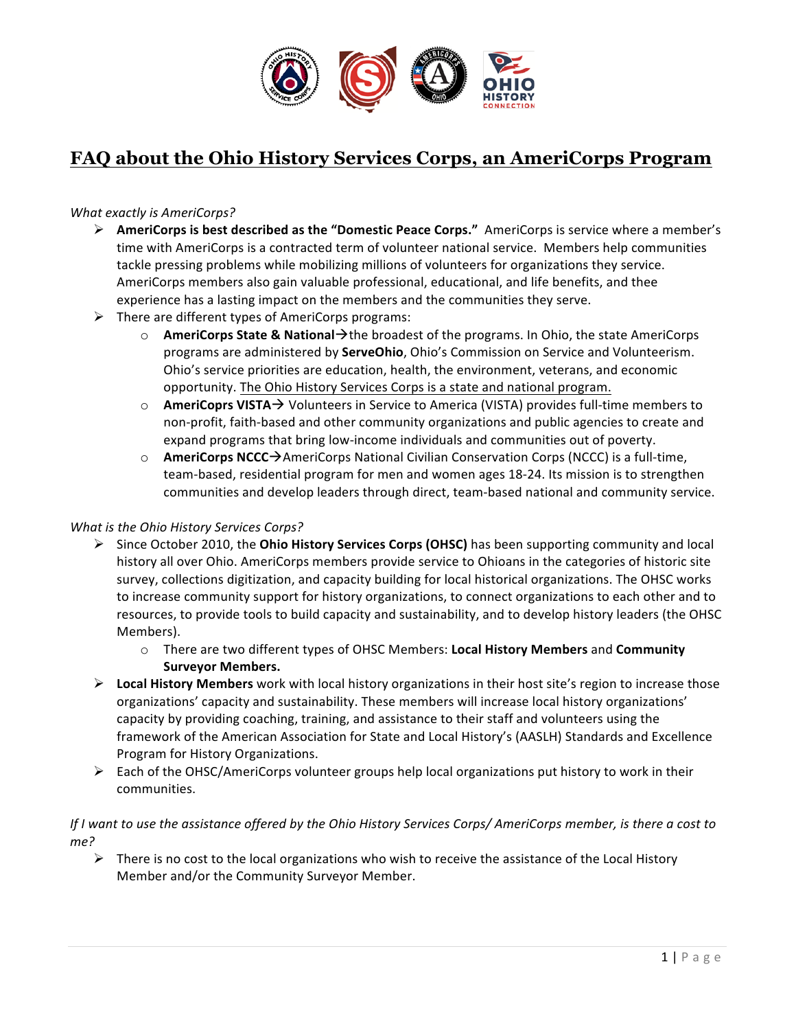# FAQ about the Ohio History Services Corps, an AmeriCorps Program

*What exactly is AmeriCorps?*

- **AmeriCorps is best described as the "Domestic Peace Corps."** AmeriCorps is service where a member's time with AmeriCorps is a contracted term of volunteer national service. Members help communities tackle pressing problems while mobilizing millions of volunteers for organizations they service. AmeriCorps members also gain valuable professional, educational, and life benefits, and thee experience has a lasting impact on the members and the communities they serve.
- There are different types of AmeriCorps programs:
  - **AmeriCorps State & National**→the broadest of the programs. In Ohio, the state AmeriCorps programs are administered by **ServeOhio**, Ohio's Commission on Service and Volunteerism. Ohio's service priorities are education, health, the environment, veterans, and economic opportunity. <u>The Ohio History Services Corps is a state and national program.</u>
  - **AmeriCoprs VISTA**→ Volunteers in Service to America (VISTA) provides full-time members to non-profit, faith-based and other community organizations and public agencies to create and expand programs that bring low-income individuals and communities out of poverty.
  - **AmeriCorps NCCC**→AmeriCorps National Civilian Conservation Corps (NCCC) is a full-time, team-based, residential program for men and women ages 18-24. Its mission is to strengthen communities and develop leaders through direct, team-based national and community service.

*What is the Ohio History Services Corps?*

- Since October 2010, the **Ohio History Services Corps (OHSC)** has been supporting community and local history all over Ohio. AmeriCorps members provide service to Ohioans in the categories of historic site survey, collections digitization, and capacity building for local historical organizations. The OHSC works to increase community support for history organizations, to connect organizations to each other and to resources, to provide tools to build capacity and sustainability, and to develop history leaders (the OHSC Members).
  - There are two different types of OHSC Members: **Local History Members** and **Community Surveyor Members.**
- **Local History Members** work with local history organizations in their host site's region to increase those organizations' capacity and sustainability. These members will increase local history organizations' capacity by providing coaching, training, and assistance to their staff and volunteers using the framework of the American Association for State and Local History's (AASLH) Standards and Excellence Program for History Organizations.
- Each of the OHSC/AmeriCorps volunteer groups help local organizations put history to work in their communities.

*If I want to use the assistance offered by the Ohio History Services Corps/ AmeriCorps member, is there a cost to me?*

- There is no cost to the local organizations who wish to receive the assistance of the Local History Member and/or the Community Surveyor Member.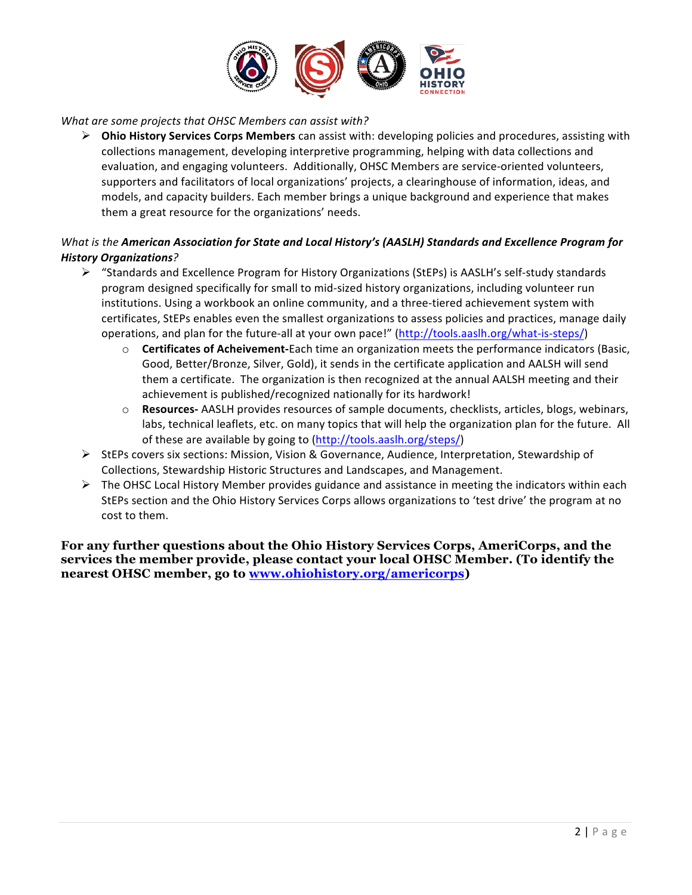*What are some projects that OHSC Members can assist with?*

- **Ohio History Services Corps Members** can assist with: developing policies and procedures, assisting with collections management, developing interpretive programming, helping with data collections and evaluation, and engaging volunteers. Additionally, OHSC Members are service-oriented volunteers, supporters and facilitators of local organizations' projects, a clearinghouse of information, ideas, and models, and capacity builders. Each member brings a unique background and experience that makes them a great resource for the organizations' needs.

*What is the* ***American Association for State and Local History's (AASLH) Standards and Excellence Program for History Organizations****?*

- "Standards and Excellence Program for History Organizations (StEPs) is AASLH's self-study standards program designed specifically for small to mid-sized history organizations, including volunteer run institutions. Using a workbook an online community, and a three-tiered achievement system with certificates, StEPs enables even the smallest organizations to assess policies and practices, manage daily operations, and plan for the future-all at your own pace!" (http://tools.aaslh.org/what-is-steps/)
    - **Certificates of Acheivement-**Each time an organization meets the performance indicators (Basic, Good, Better/Bronze, Silver, Gold), it sends in the certificate application and AALSH will send them a certificate. The organization is then recognized at the annual AALSH meeting and their achievement is published/recognized nationally for its hardwork!
    - **Resources-** AASLH provides resources of sample documents, checklists, articles, blogs, webinars, labs, technical leaflets, etc. on many topics that will help the organization plan for the future. All of these are available by going to (http://tools.aaslh.org/steps/)
- StEPs covers six sections: Mission, Vision & Governance, Audience, Interpretation, Stewardship of Collections, Stewardship Historic Structures and Landscapes, and Management.
- The OHSC Local History Member provides guidance and assistance in meeting the indicators within each StEPs section and the Ohio History Services Corps allows organizations to 'test drive' the program at no cost to them.

**For any further questions about the Ohio History Services Corps, AmeriCorps, and the services the member provide, please contact your local OHSC Member. (To identify the nearest OHSC member, go to www.ohiohistory.org/americorps)**